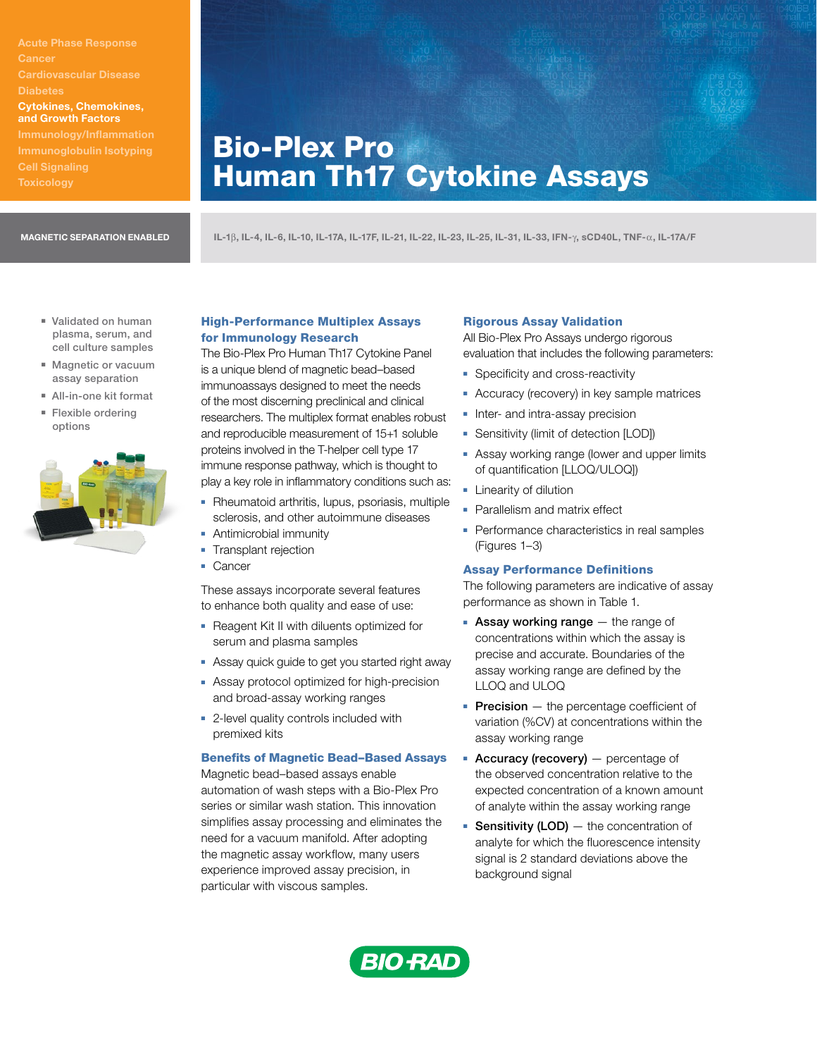Acute Phase Response
Cancer
Cardiovascular Disease
Diabetes
**Cytokines, Chemokines, and Growth Factors**
Immunology/Inflammation
Immunoglobulin Isotyping
Cell Signaling
Toxicology

# Bio-Plex Pro Human Th17 Cytokine Assays

**MAGNETIC SEPARATION ENABLED**

**IL-1β, IL-4, IL-6, IL-10, IL-17A, IL-17F, IL-21, IL-22, IL-23, IL-25, IL-31, IL-33, IFN-γ, sCD40L, TNF-α, IL-17A/F**

- Validated on human plasma, serum, and cell culture samples
- Magnetic or vacuum assay separation
- All-in-one kit format
- Flexible ordering options

## High-Performance Multiplex Assays for Immunology Research

The Bio-Plex Pro Human Th17 Cytokine Panel is a unique blend of magnetic bead–based immunoassays designed to meet the needs of the most discerning preclinical and clinical researchers. The multiplex format enables robust and reproducible measurement of 15+1 soluble proteins involved in the T-helper cell type 17 immune response pathway, which is thought to play a key role in inflammatory conditions such as:

- Rheumatoid arthritis, lupus, psoriasis, multiple sclerosis, and other autoimmune diseases
- Antimicrobial immunity
- Transplant rejection
- Cancer

These assays incorporate several features to enhance both quality and ease of use:

- Reagent Kit II with diluents optimized for serum and plasma samples
- Assay quick guide to get you started right away
- Assay protocol optimized for high-precision and broad-assay working ranges
- 2-level quality controls included with premixed kits

## Benefits of Magnetic Bead–Based Assays

Magnetic bead–based assays enable automation of wash steps with a Bio-Plex Pro series or similar wash station. This innovation simplifies assay processing and eliminates the need for a vacuum manifold. After adopting the magnetic assay workflow, many users experience improved assay precision, in particular with viscous samples.

## Rigorous Assay Validation

All Bio-Plex Pro Assays undergo rigorous evaluation that includes the following parameters:

- Specificity and cross-reactivity
- Accuracy (recovery) in key sample matrices
- Inter- and intra-assay precision
- Sensitivity (limit of detection [LOD])
- Assay working range (lower and upper limits of quantification [LLOQ/ULOQ])
- Linearity of dilution
- Parallelism and matrix effect
- Performance characteristics in real samples (Figures 1–3)

## Assay Performance Definitions

The following parameters are indicative of assay performance as shown in Table 1.

- **Assay working range** — the range of concentrations within which the assay is precise and accurate. Boundaries of the assay working range are defined by the LLOQ and ULOQ
- **Precision** — the percentage coefficient of variation (%CV) at concentrations within the assay working range
- **Accuracy (recovery)** — percentage of the observed concentration relative to the expected concentration of a known amount of analyte within the assay working range
- **Sensitivity (LOD)** — the concentration of analyte for which the fluorescence intensity signal is 2 standard deviations above the background signal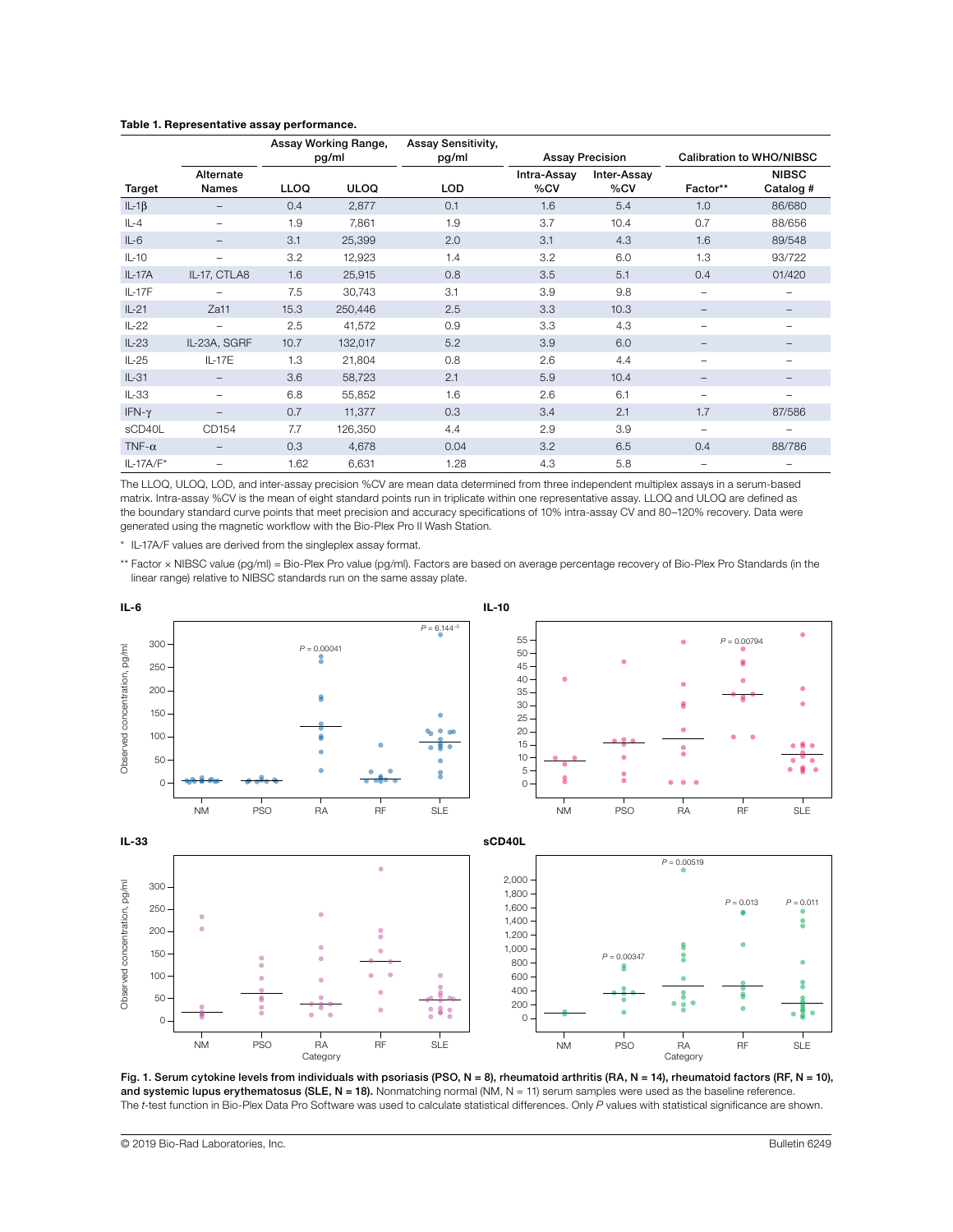**Table 1. Representative assay performance.**

| Target | Alternate Names | Assay Working Range, pg/ml | | Assay Sensitivity, pg/ml | Assay Precision | | Calibration to WHO/NIBSC | |
|---|---|---|---|---|---|---|---|---|
| | | LLOQ | ULOQ | LOD | Intra-Assay %CV | Inter-Assay %CV | Factor** | NIBSC Catalog # |
| IL-1β | – | 0.4 | 2,877 | 0.1 | 1.6 | 5.4 | 1.0 | 86/680 |
| IL-4 | – | 1.9 | 7,861 | 1.9 | 3.7 | 10.4 | 0.7 | 88/656 |
| IL-6 | – | 3.1 | 25,399 | 2.0 | 3.1 | 4.3 | 1.6 | 89/548 |
| IL-10 | – | 3.2 | 12,923 | 1.4 | 3.2 | 6.0 | 1.3 | 93/722 |
| IL-17A | IL-17, CTLA8 | 1.6 | 25,915 | 0.8 | 3.5 | 5.1 | 0.4 | 01/420 |
| IL-17F | – | 7.5 | 30,743 | 3.1 | 3.9 | 9.8 | – | – |
| IL-21 | Za11 | 15.3 | 250,446 | 2.5 | 3.3 | 10.3 | – | – |
| IL-22 | – | 2.5 | 41,572 | 0.9 | 3.3 | 4.3 | – | – |
| IL-23 | IL-23A, SGRF | 10.7 | 132,017 | 5.2 | 3.9 | 6.0 | – | – |
| IL-25 | IL-17E | 1.3 | 21,804 | 0.8 | 2.6 | 4.4 | – | – |
| IL-31 | – | 3.6 | 58,723 | 2.1 | 5.9 | 10.4 | – | – |
| IL-33 | – | 6.8 | 55,852 | 1.6 | 2.6 | 6.1 | – | – |
| IFN-γ | – | 0.7 | 11,377 | 0.3 | 3.4 | 2.1 | 1.7 | 87/586 |
| sCD40L | CD154 | 7.7 | 126,350 | 4.4 | 2.9 | 3.9 | – | – |
| TNF-α | – | 0.3 | 4,678 | 0.04 | 3.2 | 6.5 | 0.4 | 88/786 |
| IL-17A/F* | – | 1.62 | 6,631 | 1.28 | 4.3 | 5.8 | – | – |

The LLOQ, ULOQ, LOD, and inter-assay precision %CV are mean data determined from three independent multiplex assays in a serum-based matrix. Intra-assay %CV is the mean of eight standard points run in triplicate within one representative assay. LLOQ and ULOQ are defined as the boundary standard curve points that meet precision and accuracy specifications of 10% intra-assay CV and 80–120% recovery. Data were generated using the magnetic workflow with the Bio-Plex Pro II Wash Station.

\* IL-17A/F values are derived from the singleplex assay format.

\*\* Factor × NIBSC value (pg/ml) = Bio-Plex Pro value (pg/ml). Factors are based on average percentage recovery of Bio-Plex Pro Standards (in the linear range) relative to NIBSC standards run on the same assay plate.

**Fig. 1. Serum cytokine levels from individuals with psoriasis (PSO, N = 8), rheumatoid arthritis (RA, N = 14), rheumatoid factors (RF, N = 10), and systemic lupus erythematosus (SLE, N = 18).** Nonmatching normal (NM, N = 11) serum samples were used as the baseline reference. The *t*-test function in Bio-Plex Data Pro Software was used to calculate statistical differences. Only *P* values with statistical significance are shown.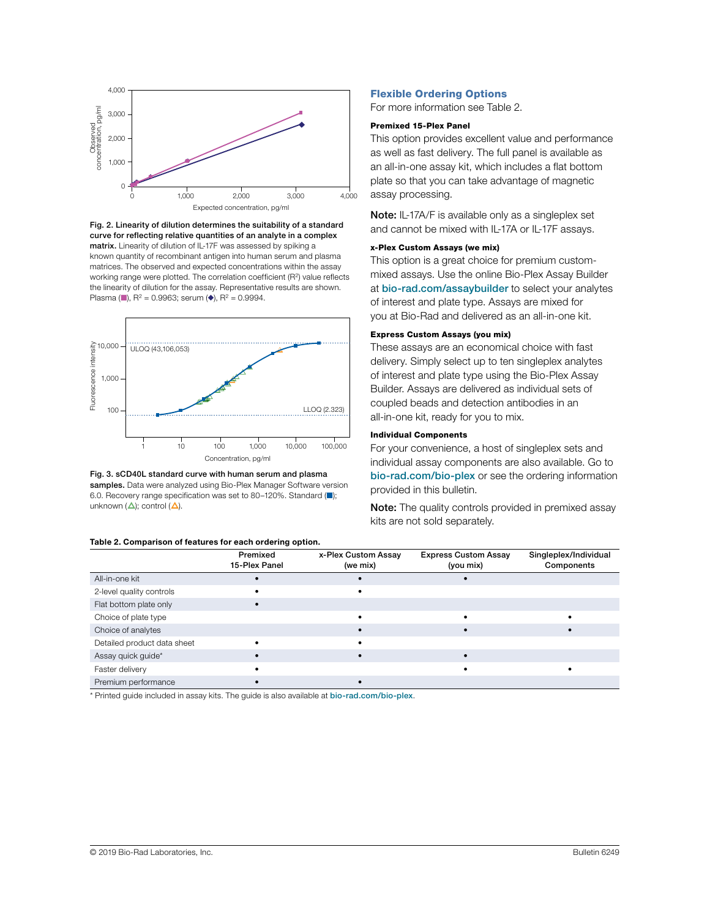**Fig. 2. Linearity of dilution determines the suitability of a standard curve for reflecting relative quantities of an analyte in a complex matrix.** Linearity of dilution of IL-17F was assessed by spiking a known quantity of recombinant antigen into human serum and plasma matrices. The observed and expected concentrations within the assay working range were plotted. The correlation coefficient ($R^2$) value reflects the linearity of dilution for the assay. Representative results are shown. Plasma (■), $R^2$ = 0.9963; serum (◆), $R^2$ = 0.9994.

**Fig. 3. sCD40L standard curve with human serum and plasma samples.** Data were analyzed using Bio-Plex Manager Software version 6.0. Recovery range specification was set to 80–120%. Standard (■); unknown (△); control (△).

## Flexible Ordering Options

For more information see Table 2.

### Premixed 15-Plex Panel

This option provides excellent value and performance as well as fast delivery. The full panel is available as an all-in-one assay kit, which includes a flat bottom plate so that you can take advantage of magnetic assay processing.

**Note:** IL-17A/F is available only as a singleplex set and cannot be mixed with IL-17A or IL-17F assays.

### x-Plex Custom Assays (we mix)

This option is a great choice for premium custom-mixed assays. Use the online Bio-Plex Assay Builder at bio-rad.com/assaybuilder to select your analytes of interest and plate type. Assays are mixed for you at Bio-Rad and delivered as an all-in-one kit.

### Express Custom Assays (you mix)

These assays are an economical choice with fast delivery. Simply select up to ten singleplex analytes of interest and plate type using the Bio-Plex Assay Builder. Assays are delivered as individual sets of coupled beads and detection antibodies in an all-in-one kit, ready for you to mix.

### Individual Components

For your convenience, a host of singleplex sets and individual assay components are also available. Go to bio-rad.com/bio-plex or see the ordering information provided in this bulletin.

**Note:** The quality controls provided in premixed assay kits are not sold separately.

**Table 2. Comparison of features for each ordering option.**

| | Premixed 15-Plex Panel | x-Plex Custom Assay (we mix) | Express Custom Assay (you mix) | Singleplex/Individual Components |
|---|---|---|---|---|
| All-in-one kit | • | • | • | |
| 2-level quality controls | • | • | | |
| Flat bottom plate only | • | | | |
| Choice of plate type | | • | • | • |
| Choice of analytes | | • | • | • |
| Detailed product data sheet | • | • | | |
| Assay quick guide* | • | • | • | |
| Faster delivery | • | | • | • |
| Premium performance | • | • | | |

* Printed guide included in assay kits. The guide is also available at bio-rad.com/bio-plex.

© 2019 Bio-Rad Laboratories, Inc.

Bulletin 6249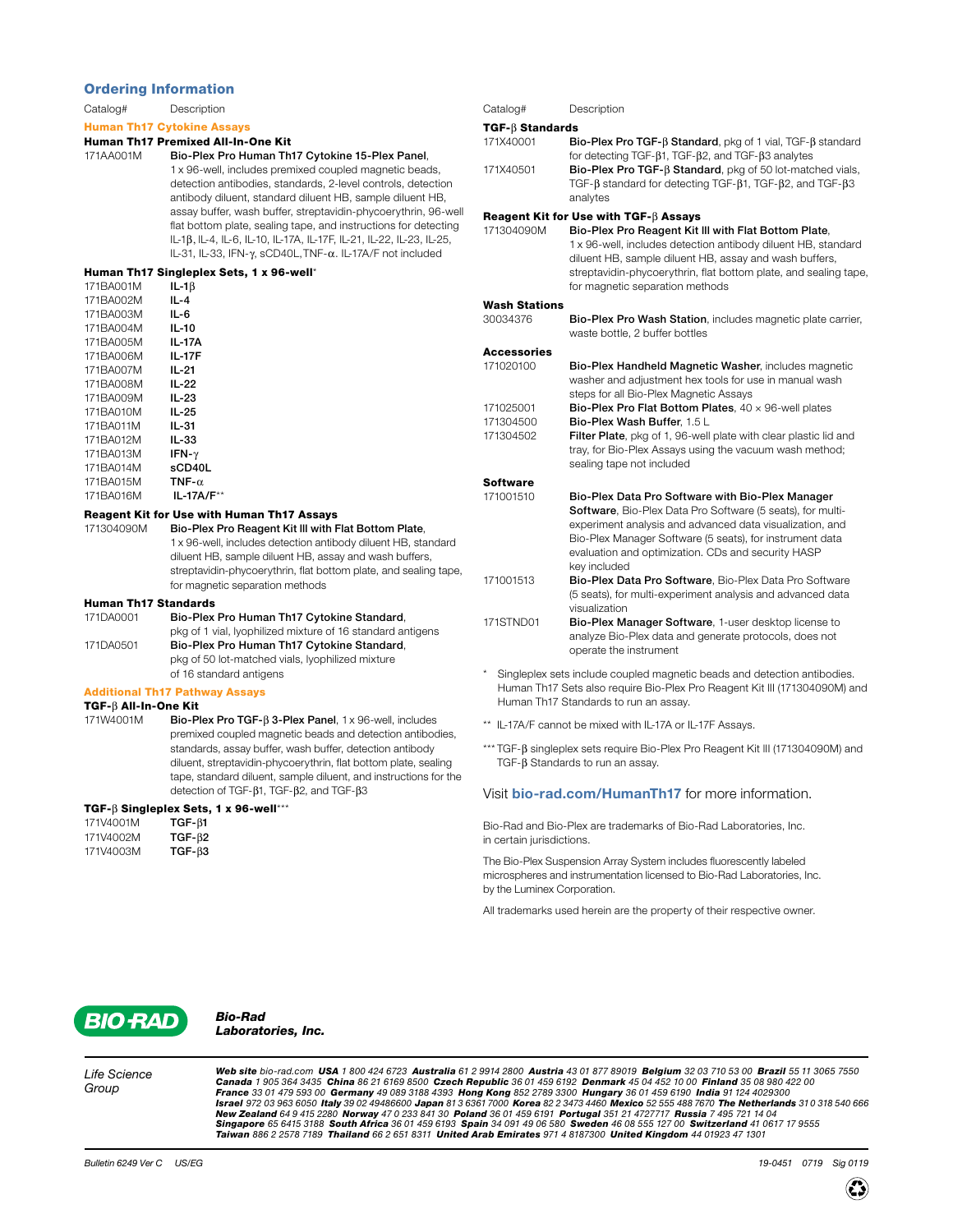## Ordering Information

| Catalog# | Description |
|---|---|
| **Human Th17 Cytokine Assays** | |
| **Human Th17 Premixed All-In-One Kit** | |
| 171AA001M | **Bio-Plex Pro Human Th17 Cytokine 15-Plex Panel**, 1 x 96-well, includes premixed coupled magnetic beads, detection antibodies, standards, 2-level controls, detection antibody diluent, standard diluent HB, sample diluent HB, assay buffer, wash buffer, streptavidin-phycoerythrin, 96-well flat bottom plate, sealing tape, and instructions for detecting IL-1β, IL-4, IL-6, IL-10, IL-17A, IL-17F, IL-21, IL-22, IL-23, IL-25, IL-31, IL-33, IFN-γ, sCD40L, TNF-α. IL-17A/F not included |
| **Human Th17 Singleplex Sets, 1 x 96-well*** | |
| 171BA001M | **IL-1β** |
| 171BA002M | **IL-4** |
| 171BA003M | **IL-6** |
| 171BA004M | **IL-10** |
| 171BA005M | **IL-17A** |
| 171BA006M | **IL-17F** |
| 171BA007M | **IL-21** |
| 171BA008M | **IL-22** |
| 171BA009M | **IL-23** |
| 171BA010M | **IL-25** |
| 171BA011M | **IL-31** |
| 171BA012M | **IL-33** |
| 171BA013M | **IFN-γ** |
| 171BA014M | **sCD40L** |
| 171BA015M | **TNF-α** |
| 171BA016M | **IL-17A/F**** |
| **Reagent Kit for Use with Human Th17 Assays** | |
| 171304090M | **Bio-Plex Pro Reagent Kit III with Flat Bottom Plate**, 1 x 96-well, includes detection antibody diluent HB, standard diluent HB, sample diluent HB, assay and wash buffers, streptavidin-phycoerythrin, flat bottom plate, and sealing tape, for magnetic separation methods |
| **Human Th17 Standards** | |
| 171DA0001 | **Bio-Plex Pro Human Th17 Cytokine Standard**, pkg of 1 vial, lyophilized mixture of 16 standard antigens |
| 171DA0501 | **Bio-Plex Pro Human Th17 Cytokine Standard**, pkg of 50 lot-matched vials, lyophilized mixture of 16 standard antigens |
| **Additional Th17 Pathway Assays** | |
| **TGF-β All-In-One Kit** | |
| 171W4001M | **Bio-Plex Pro TGF-β 3-Plex Panel**, 1 x 96-well, includes premixed coupled magnetic beads and detection antibodies, standards, assay buffer, wash buffer, detection antibody diluent, streptavidin-phycoerythrin, flat bottom plate, sealing tape, standard diluent, sample diluent, and instructions for the detection of TGF-β1, TGF-β2, and TGF-β3 |
| **TGF-β Singleplex Sets, 1 x 96-well***** | |
| 171V4001M | **TGF-β1** |
| 171V4002M | **TGF-β2** |
| 171V4003M | **TGF-β3** |
| **TGF-β Standards** | |
| 171X40001 | **Bio-Plex Pro TGF-β Standard**, pkg of 1 vial, TGF-β standard for detecting TGF-β1, TGF-β2, and TGF-β3 analytes |
| 171X40501 | **Bio-Plex Pro TGF-β Standard**, pkg of 50 lot-matched vials, TGF-β standard for detecting TGF-β1, TGF-β2, and TGF-β3 analytes |
| **Reagent Kit for Use with TGF-β Assays** | |
| 171304090M | **Bio-Plex Pro Reagent Kit III with Flat Bottom Plate**, 1 x 96-well, includes detection antibody diluent HB, standard diluent HB, sample diluent HB, assay and wash buffers, streptavidin-phycoerythrin, flat bottom plate, and sealing tape, for magnetic separation methods |
| **Wash Stations** | |
| 30034376 | **Bio-Plex Pro Wash Station**, includes magnetic plate carrier, waste bottle, 2 buffer bottles |
| **Accessories** | |
| 171020100 | **Bio-Plex Handheld Magnetic Washer**, includes magnetic washer and adjustment hex tools for use in manual wash steps for all Bio-Plex Magnetic Assays |
| 171025001 | **Bio-Plex Pro Flat Bottom Plates**, 40 × 96-well plates |
| 171304500 | **Bio-Plex Wash Buffer**, 1.5 L |
| 171304502 | **Filter Plate**, pkg of 1, 96-well plate with clear plastic lid and tray, for Bio-Plex Assays using the vacuum wash method; sealing tape not included |
| **Software** | |
| 171001510 | **Bio-Plex Data Pro Software with Bio-Plex Manager Software**, Bio-Plex Data Pro Software (5 seats), for multi-experiment analysis and advanced data visualization, and Bio-Plex Manager Software (5 seats), for instrument data evaluation and optimization. CDs and security HASP key included |
| 171001513 | **Bio-Plex Data Pro Software**, Bio-Plex Data Pro Software (5 seats), for multi-experiment analysis and advanced data visualization |
| 171STND01 | **Bio-Plex Manager Software**, 1-user desktop license to analyze Bio-Plex data and generate protocols, does not operate the instrument |

\* Singleplex sets include coupled magnetic beads and detection antibodies. Human Th17 Sets also require Bio-Plex Pro Reagent Kit III (171304090M) and Human Th17 Standards to run an assay.

** IL-17A/F cannot be mixed with IL-17A or IL-17F Assays.

*** TGF-β singleplex sets require Bio-Plex Pro Reagent Kit III (171304090M) and TGF-β Standards to run an assay.

Visit **bio-rad.com/HumanTh17** for more information.

Bio-Rad and Bio-Plex are trademarks of Bio-Rad Laboratories, Inc. in certain jurisdictions.

The Bio-Plex Suspension Array System includes fluorescently labeled microspheres and instrumentation licensed to Bio-Rad Laboratories, Inc. by the Luminex Corporation.

All trademarks used herein are the property of their respective owner.

BIO-RAD ***Bio-Rad Laboratories, Inc.***

*Life Science Group*

***Web site*** *bio-rad.com* ***USA*** *1 800 424 6723* ***Australia*** *61 2 9914 2800* ***Austria*** *43 01 877 89019* ***Belgium*** *32 03 710 53 00* ***Brazil*** *55 11 3065 7550* ***Canada*** *1 905 364 3435* ***China*** *86 21 6169 8500* ***Czech Republic*** *36 01 459 6192* ***Denmark*** *45 04 452 10 00* ***Finland*** *35 08 980 422 00* ***France*** *33 01 479 593 00* ***Germany*** *49 089 3188 4393* ***Hong Kong*** *852 2789 3300* ***Hungary*** *36 01 459 6190* ***India*** *91 124 4029300* ***Israel*** *972 03 963 6050* ***Italy*** *39 02 49486600* ***Japan*** *81 3 6361 7000* ***Korea*** *82 2 3473 4460* ***Mexico*** *52 555 488 7670* ***The Netherlands*** *31 0 318 540 666* ***New Zealand*** *64 9 415 2280* ***Norway*** *47 0 233 841 30* ***Poland*** *36 01 459 6191* ***Portugal*** *351 21 4727717* ***Russia*** *7 495 721 14 04* ***Singapore*** *65 6415 3188* ***South Africa*** *36 01 459 6193* ***Spain*** *34 091 49 06 580* ***Sweden*** *46 08 555 127 00* ***Switzerland*** *41 0617 17 9555* ***Taiwan*** *886 2 2578 7189* ***Thailand*** *66 2 651 8311* ***United Arab Emirates*** *971 4 8187300* ***United Kingdom*** *44 01923 47 1301*

*Bulletin 6249 Ver C US/EG* *19-0451 0719 Sig 0119*